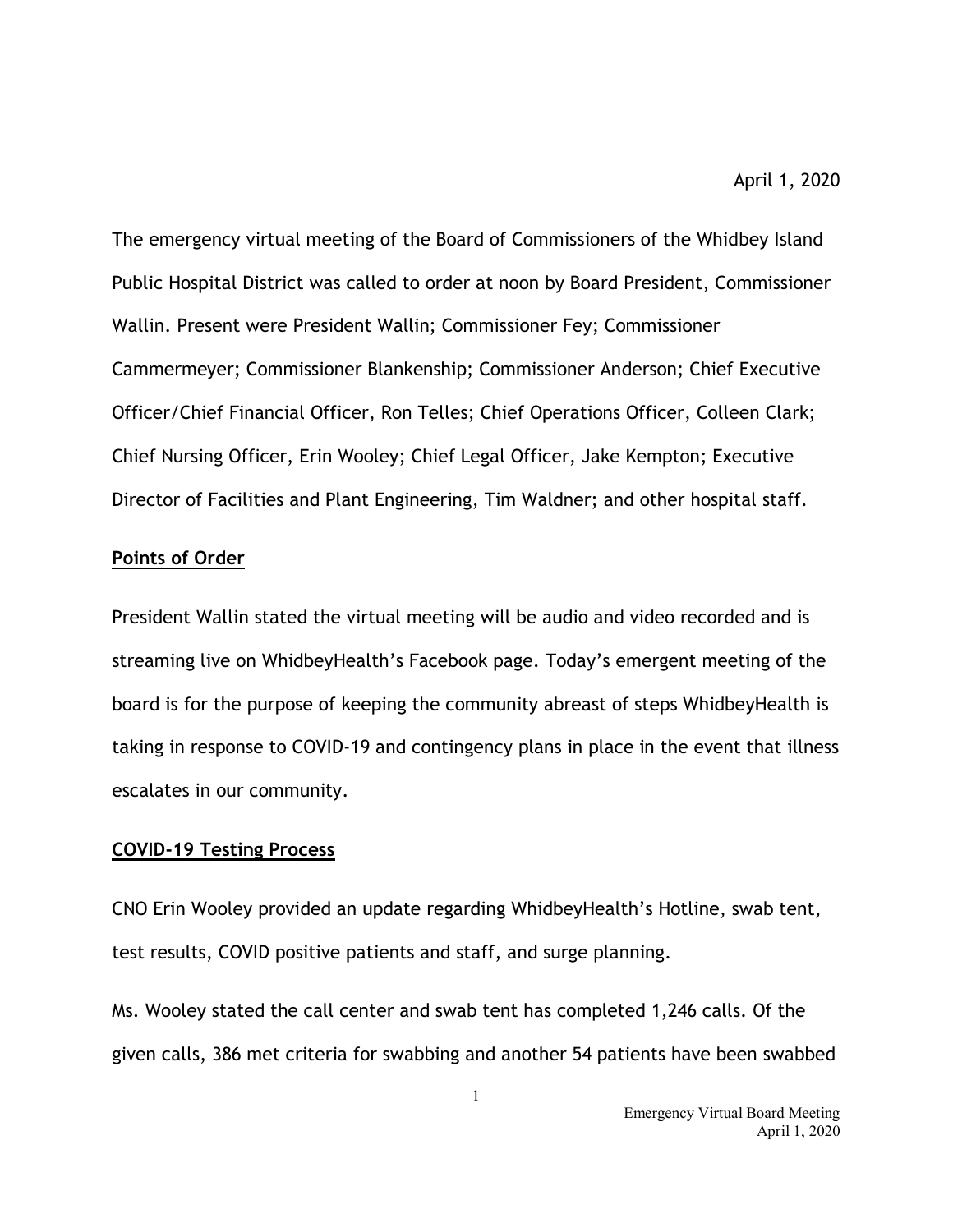April 1, 2020

The emergency virtual meeting of the Board of Commissioners of the Whidbey Island Public Hospital District was called to order at noon by Board President, Commissioner Wallin. Present were President Wallin; Commissioner Fey; Commissioner Cammermeyer; Commissioner Blankenship; Commissioner Anderson; Chief Executive Officer/Chief Financial Officer, Ron Telles; Chief Operations Officer, Colleen Clark; Chief Nursing Officer, Erin Wooley; Chief Legal Officer, Jake Kempton; Executive Director of Facilities and Plant Engineering, Tim Waldner; and other hospital staff.

**Points of Order**

President Wallin stated the virtual meeting will be audio and video recorded and is streaming live on WhidbeyHealth's Facebook page. Today's emergent meeting of the board is for the purpose of keeping the community abreast of steps WhidbeyHealth is taking in response to COVID-19 and contingency plans in place in the event that illness escalates in our community.

**COVID-19 Testing Process**

CNO Erin Wooley provided an update regarding WhidbeyHealth's Hotline, swab tent, test results, COVID positive patients and staff, and surge planning.

Ms. Wooley stated the call center and swab tent has completed 1,246 calls. Of the given calls, 386 met criteria for swabbing and another 54 patients have been swabbed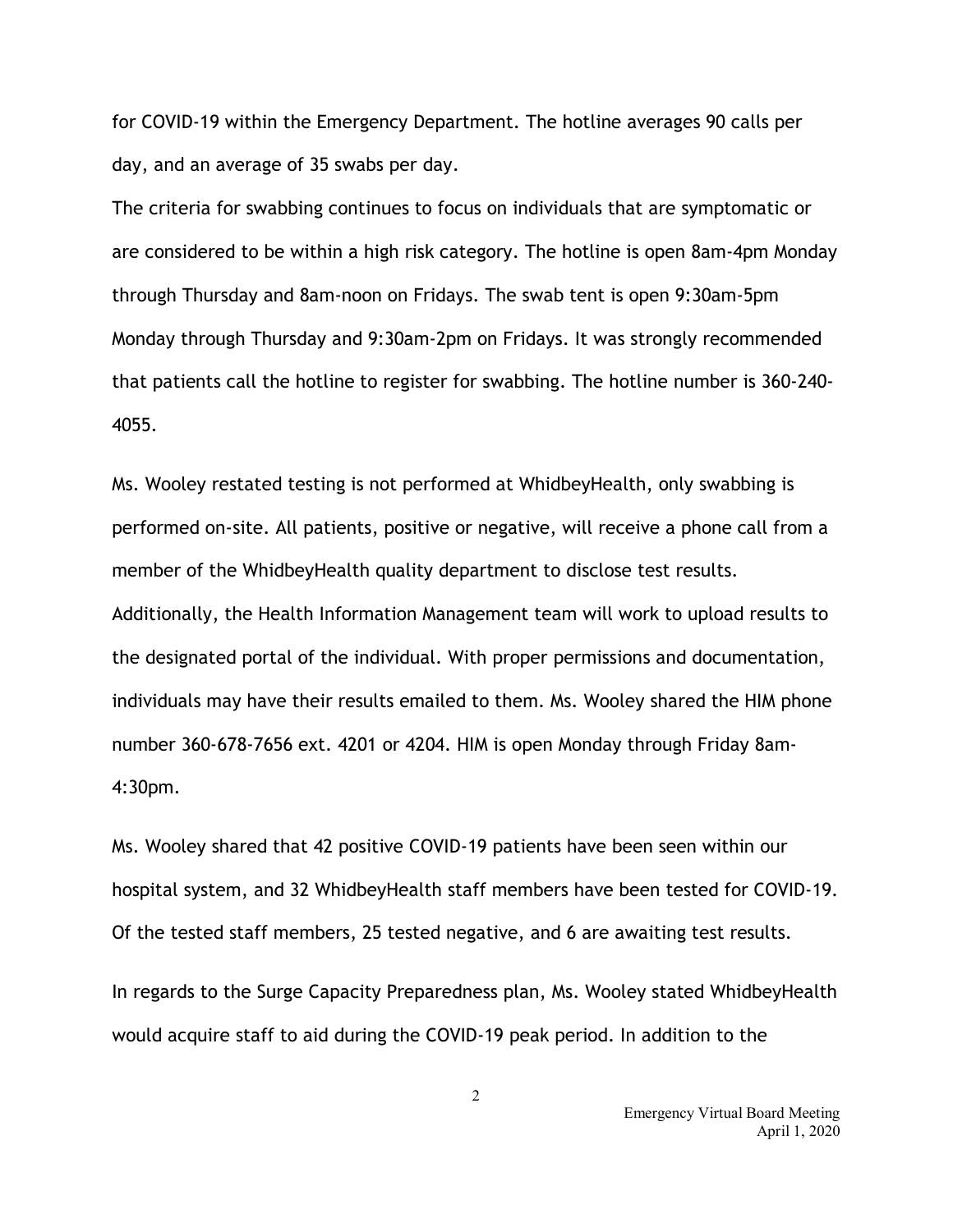for COVID-19 within the Emergency Department. The hotline averages 90 calls per day, and an average of 35 swabs per day.

The criteria for swabbing continues to focus on individuals that are symptomatic or are considered to be within a high risk category. The hotline is open 8am-4pm Monday through Thursday and 8am-noon on Fridays. The swab tent is open 9:30am-5pm Monday through Thursday and 9:30am-2pm on Fridays. It was strongly recommended that patients call the hotline to register for swabbing. The hotline number is 360-240-4055.

Ms. Wooley restated testing is not performed at WhidbeyHealth, only swabbing is performed on-site. All patients, positive or negative, will receive a phone call from a member of the WhidbeyHealth quality department to disclose test results. Additionally, the Health Information Management team will work to upload results to the designated portal of the individual. With proper permissions and documentation, individuals may have their results emailed to them. Ms. Wooley shared the HIM phone number 360-678-7656 ext. 4201 or 4204. HIM is open Monday through Friday 8am-4:30pm.

Ms. Wooley shared that 42 positive COVID-19 patients have been seen within our hospital system, and 32 WhidbeyHealth staff members have been tested for COVID-19. Of the tested staff members, 25 tested negative, and 6 are awaiting test results.

In regards to the Surge Capacity Preparedness plan, Ms. Wooley stated WhidbeyHealth would acquire staff to aid during the COVID-19 peak period. In addition to the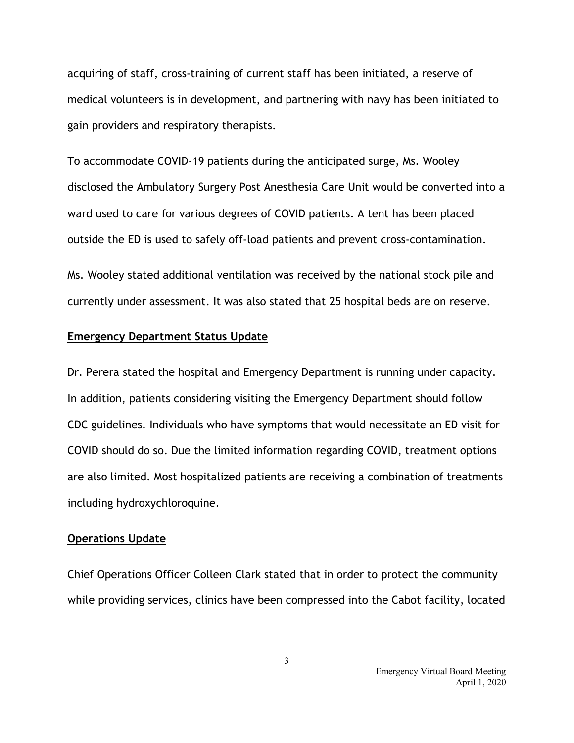acquiring of staff, cross-training of current staff has been initiated, a reserve of medical volunteers is in development, and partnering with navy has been initiated to gain providers and respiratory therapists.

To accommodate COVID-19 patients during the anticipated surge, Ms. Wooley disclosed the Ambulatory Surgery Post Anesthesia Care Unit would be converted into a ward used to care for various degrees of COVID patients. A tent has been placed outside the ED is used to safely off-load patients and prevent cross-contamination.

Ms. Wooley stated additional ventilation was received by the national stock pile and currently under assessment. It was also stated that 25 hospital beds are on reserve.

**Emergency Department Status Update**

Dr. Perera stated the hospital and Emergency Department is running under capacity. In addition, patients considering visiting the Emergency Department should follow CDC guidelines. Individuals who have symptoms that would necessitate an ED visit for COVID should do so. Due the limited information regarding COVID, treatment options are also limited. Most hospitalized patients are receiving a combination of treatments including hydroxychloroquine.

**Operations Update**

Chief Operations Officer Colleen Clark stated that in order to protect the community while providing services, clinics have been compressed into the Cabot facility, located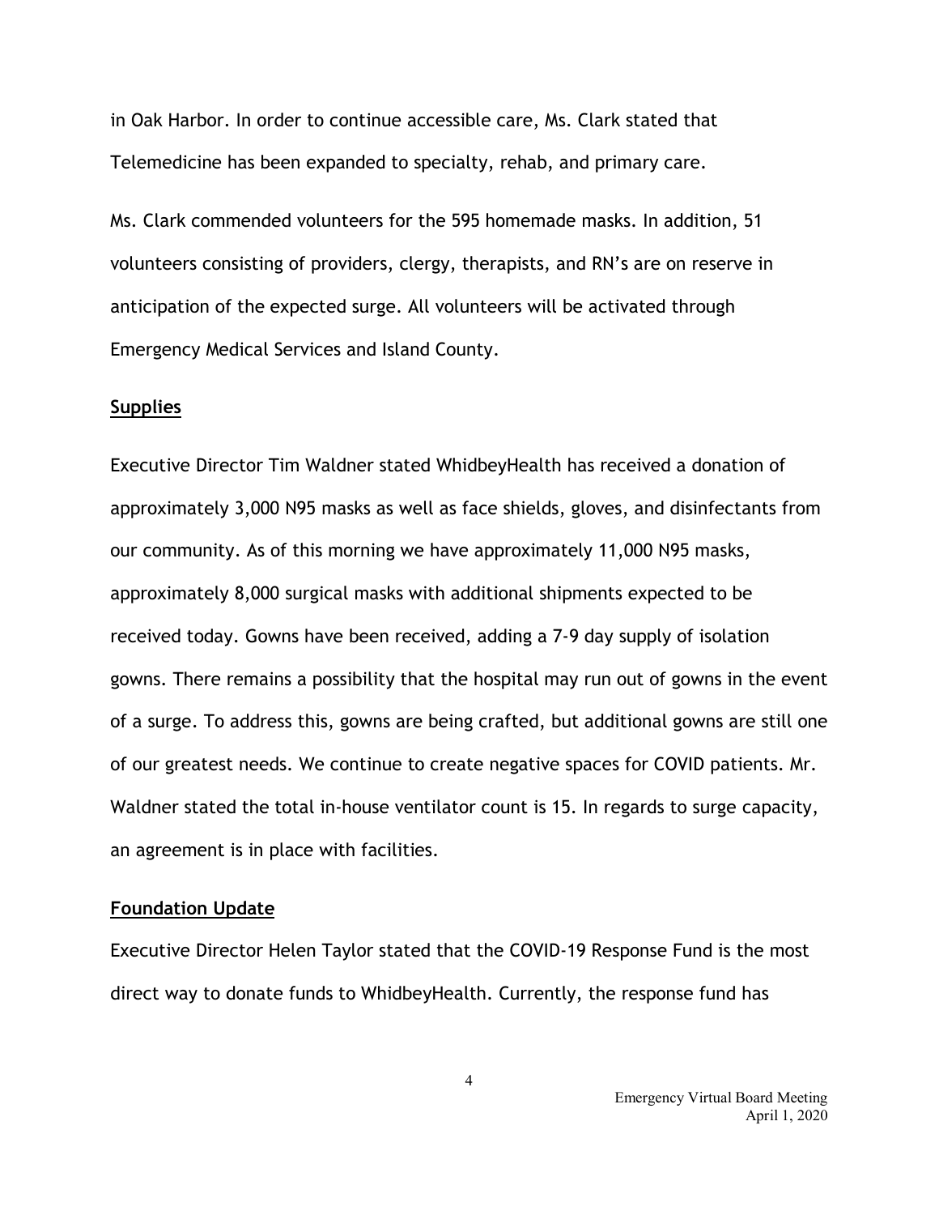in Oak Harbor. In order to continue accessible care, Ms. Clark stated that Telemedicine has been expanded to specialty, rehab, and primary care.

Ms. Clark commended volunteers for the 595 homemade masks. In addition, 51 volunteers consisting of providers, clergy, therapists, and RN's are on reserve in anticipation of the expected surge. All volunteers will be activated through Emergency Medical Services and Island County.

**Supplies**

Executive Director Tim Waldner stated WhidbeyHealth has received a donation of approximately 3,000 N95 masks as well as face shields, gloves, and disinfectants from our community. As of this morning we have approximately 11,000 N95 masks, approximately 8,000 surgical masks with additional shipments expected to be received today. Gowns have been received, adding a 7-9 day supply of isolation gowns. There remains a possibility that the hospital may run out of gowns in the event of a surge. To address this, gowns are being crafted, but additional gowns are still one of our greatest needs. We continue to create negative spaces for COVID patients. Mr. Waldner stated the total in-house ventilator count is 15. In regards to surge capacity, an agreement is in place with facilities.

**Foundation Update**

Executive Director Helen Taylor stated that the COVID-19 Response Fund is the most direct way to donate funds to WhidbeyHealth. Currently, the response fund has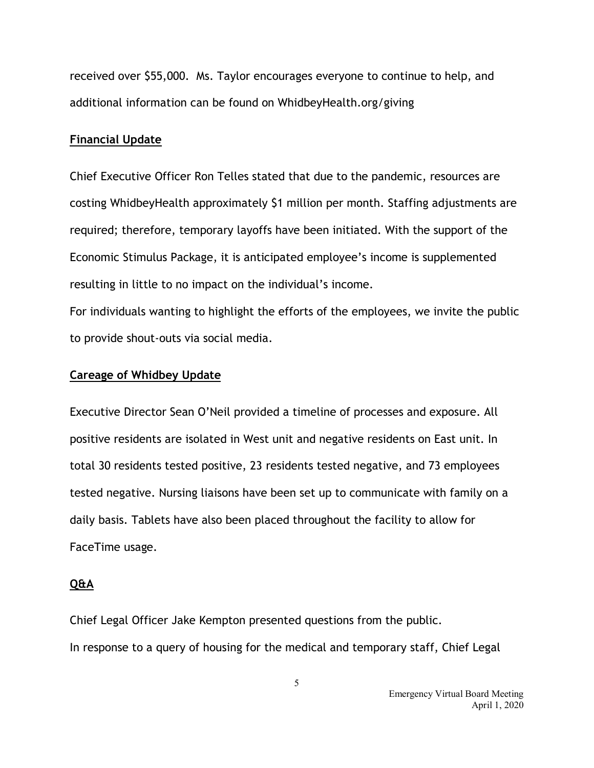received over $55,000. Ms. Taylor encourages everyone to continue to help, and additional information can be found on WhidbeyHealth.org/giving

**Financial Update**

Chief Executive Officer Ron Telles stated that due to the pandemic, resources are costing WhidbeyHealth approximately $1 million per month. Staffing adjustments are required; therefore, temporary layoffs have been initiated. With the support of the Economic Stimulus Package, it is anticipated employee's income is supplemented resulting in little to no impact on the individual's income.

For individuals wanting to highlight the efforts of the employees, we invite the public to provide shout-outs via social media.

**Careage of Whidbey Update**

Executive Director Sean O'Neil provided a timeline of processes and exposure. All positive residents are isolated in West unit and negative residents on East unit. In total 30 residents tested positive, 23 residents tested negative, and 73 employees tested negative. Nursing liaisons have been set up to communicate with family on a daily basis. Tablets have also been placed throughout the facility to allow for FaceTime usage.

**Q&A**

Chief Legal Officer Jake Kempton presented questions from the public.

In response to a query of housing for the medical and temporary staff, Chief Legal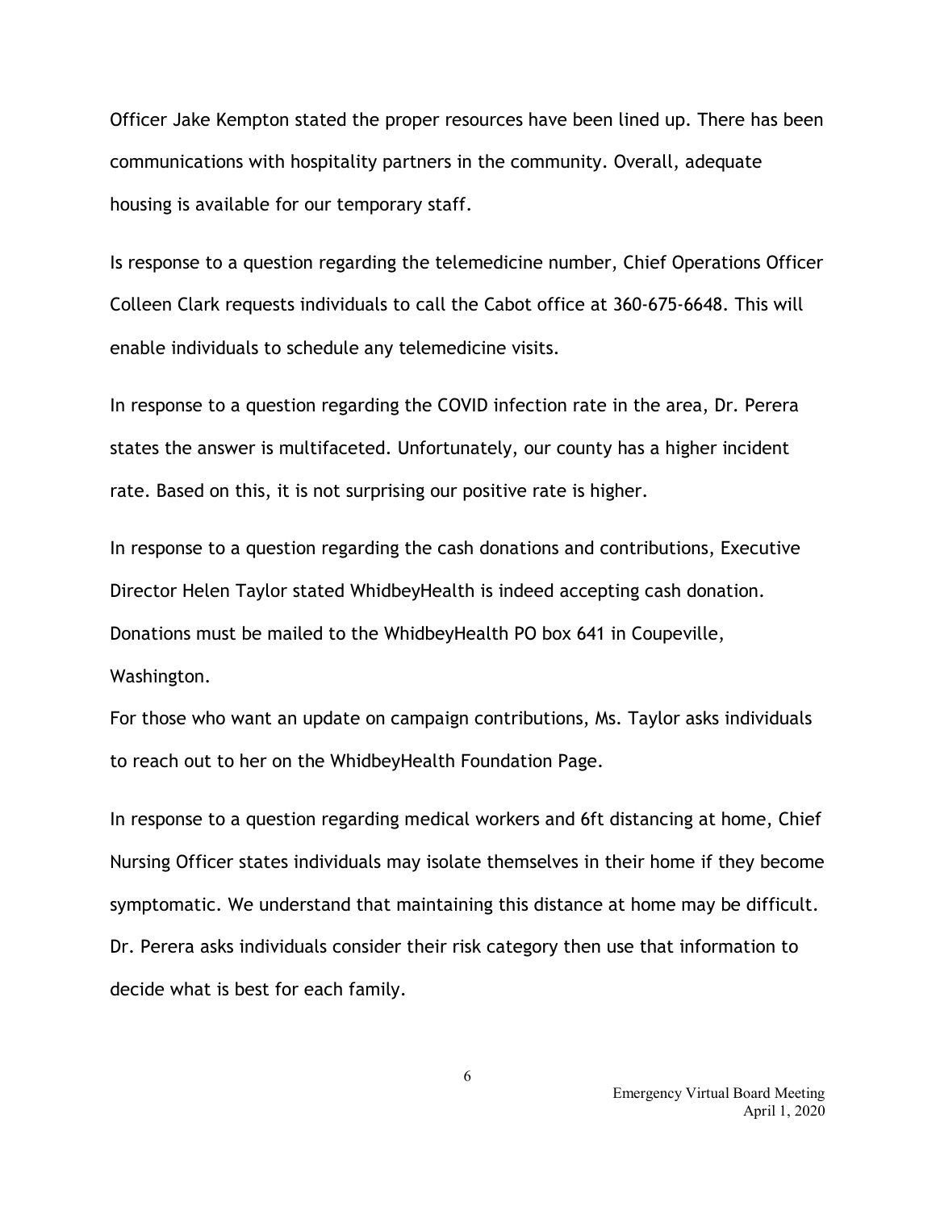Officer Jake Kempton stated the proper resources have been lined up. There has been communications with hospitality partners in the community. Overall, adequate housing is available for our temporary staff.

Is response to a question regarding the telemedicine number, Chief Operations Officer Colleen Clark requests individuals to call the Cabot office at 360-675-6648. This will enable individuals to schedule any telemedicine visits.

In response to a question regarding the COVID infection rate in the area, Dr. Perera states the answer is multifaceted. Unfortunately, our county has a higher incident rate. Based on this, it is not surprising our positive rate is higher.

In response to a question regarding the cash donations and contributions, Executive Director Helen Taylor stated WhidbeyHealth is indeed accepting cash donation. Donations must be mailed to the WhidbeyHealth PO box 641 in Coupeville, Washington.

For those who want an update on campaign contributions, Ms. Taylor asks individuals to reach out to her on the WhidbeyHealth Foundation Page.

In response to a question regarding medical workers and 6ft distancing at home, Chief Nursing Officer states individuals may isolate themselves in their home if they become symptomatic. We understand that maintaining this distance at home may be difficult. Dr. Perera asks individuals consider their risk category then use that information to decide what is best for each family.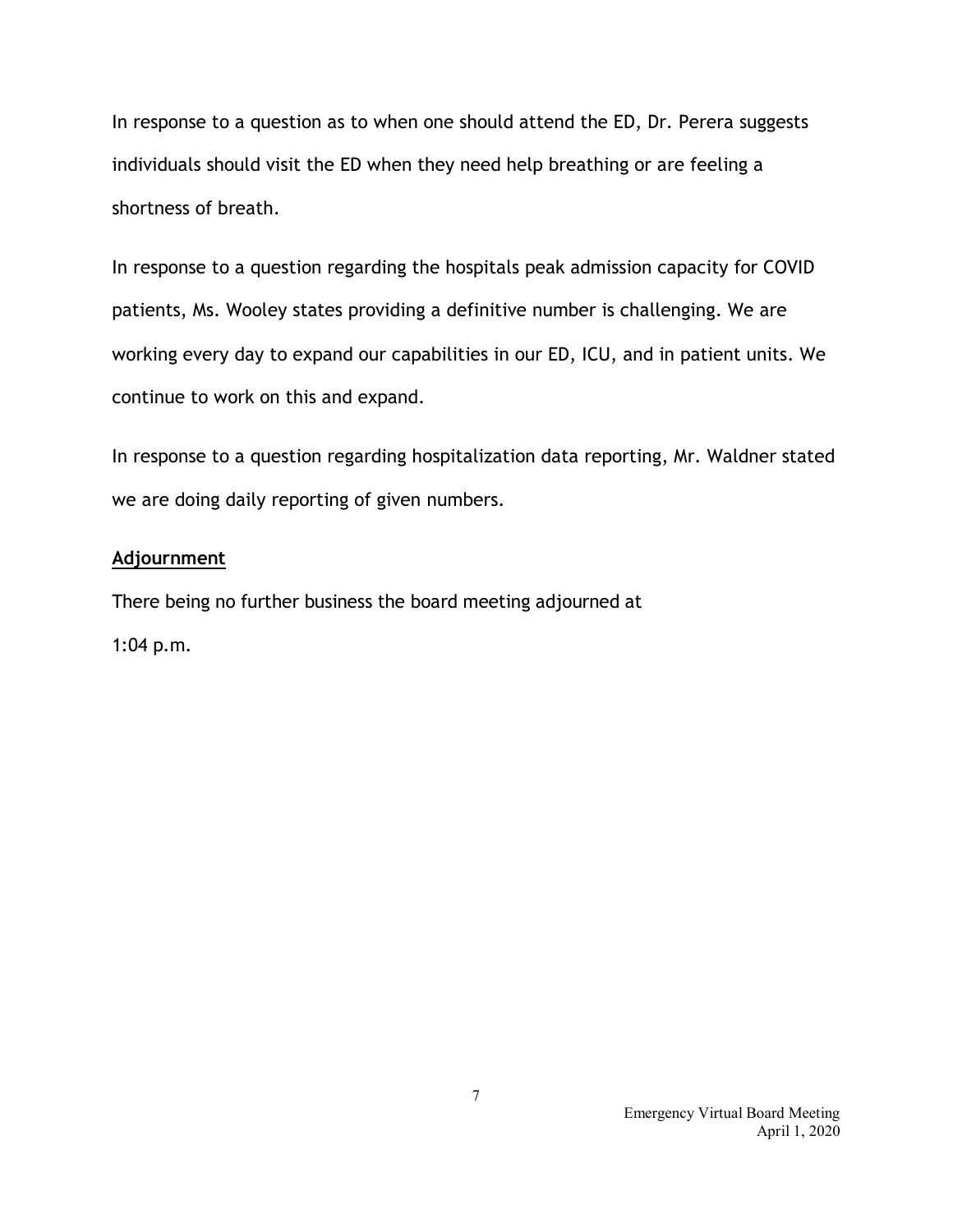In response to a question as to when one should attend the ED, Dr. Perera suggests individuals should visit the ED when they need help breathing or are feeling a shortness of breath.

In response to a question regarding the hospitals peak admission capacity for COVID patients, Ms. Wooley states providing a definitive number is challenging. We are working every day to expand our capabilities in our ED, ICU, and in patient units. We continue to work on this and expand.

In response to a question regarding hospitalization data reporting, Mr. Waldner stated we are doing daily reporting of given numbers.

**Adjournment**

There being no further business the board meeting adjourned at

1:04 p.m.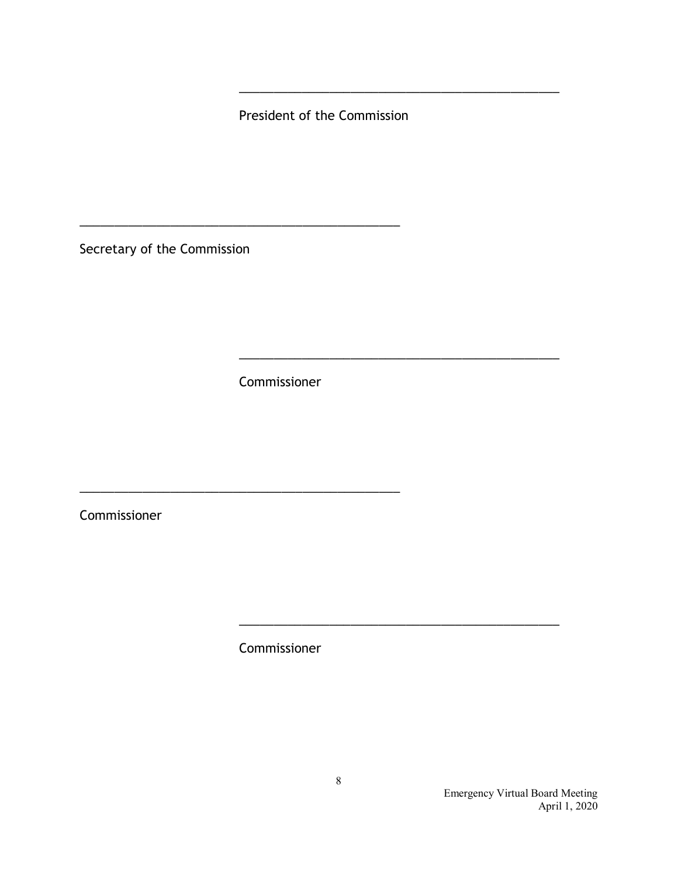\_\_\_\_\_\_\_\_\_\_\_\_\_\_\_\_\_\_\_\_\_\_\_\_\_\_\_\_\_\_\_\_\_\_\_\_\_\_\_\_\_\_\_\_

President of the Commission

\_\_\_\_\_\_\_\_\_\_\_\_\_\_\_\_\_\_\_\_\_\_\_\_\_\_\_\_\_\_\_\_\_\_\_\_\_\_\_\_\_\_\_\_

Secretary of the Commission

\_\_\_\_\_\_\_\_\_\_\_\_\_\_\_\_\_\_\_\_\_\_\_\_\_\_\_\_\_\_\_\_\_\_\_\_\_\_\_\_\_\_\_\_

Commissioner

\_\_\_\_\_\_\_\_\_\_\_\_\_\_\_\_\_\_\_\_\_\_\_\_\_\_\_\_\_\_\_\_\_\_\_\_\_\_\_\_\_\_\_\_

Commissioner

\_\_\_\_\_\_\_\_\_\_\_\_\_\_\_\_\_\_\_\_\_\_\_\_\_\_\_\_\_\_\_\_\_\_\_\_\_\_\_\_\_\_\_\_

Commissioner